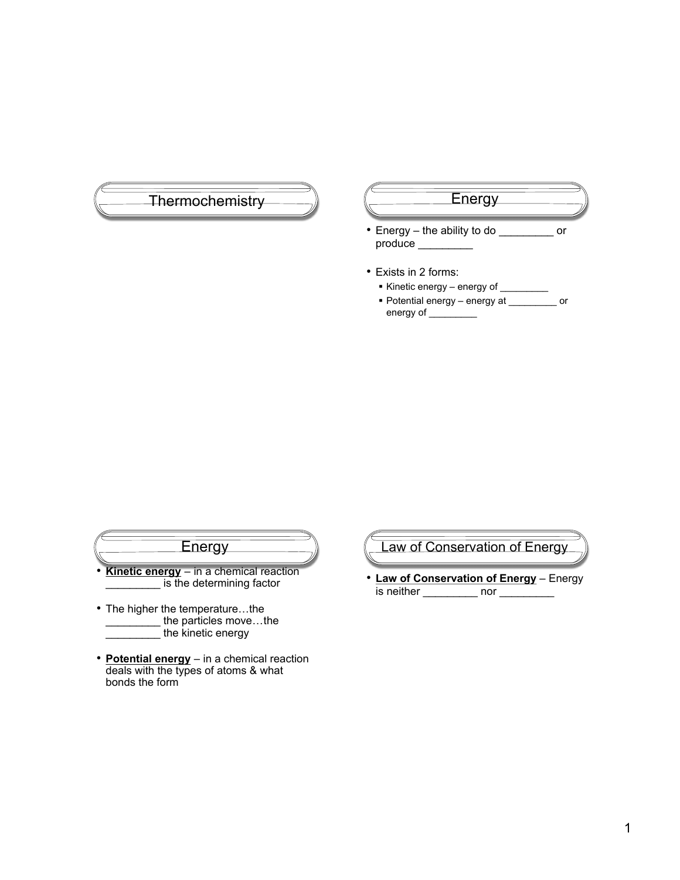## Thermochemistry

## Energy

- Energy – the ability to do _________ or produce _________
- Exists in 2 forms:
  - Kinetic energy – energy of _________
  - Potential energy – energy at _________ or energy of _________

## Energy

- **Kinetic energy** – in a chemical reaction _________ is the determining factor
- The higher the temperature…the _________ the particles move…the _________ the kinetic energy
- **Potential energy** – in a chemical reaction deals with the types of atoms & what bonds the form

## Law of Conservation of Energy

- **Law of Conservation of Energy** – Energy is neither _________ nor _________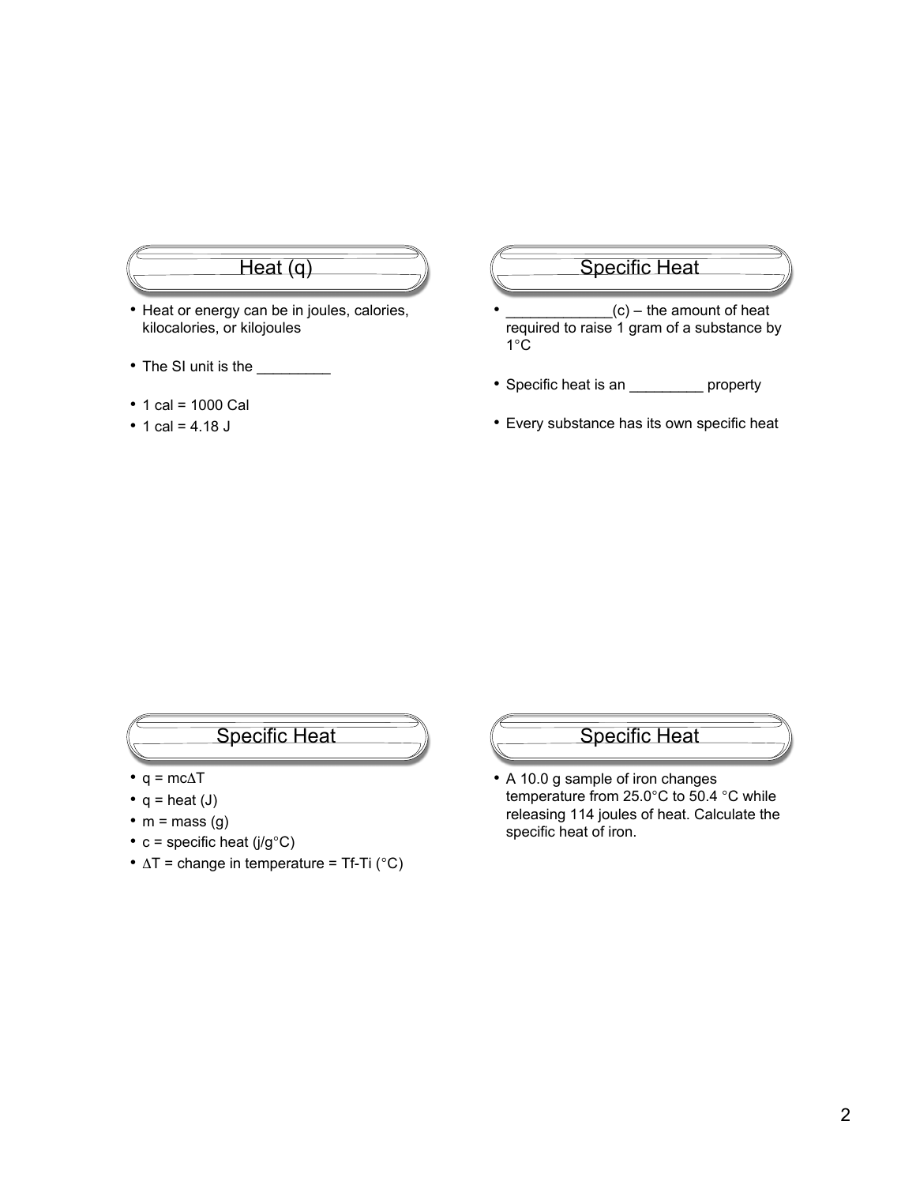## Heat (q)

- Heat or energy can be in joules, calories, kilocalories, or kilojoules
- The SI unit is the _________
- 1 cal = 1000 Cal
- 1 cal = 4.18 J

## Specific Heat

- _____________(c) – the amount of heat required to raise 1 gram of a substance by 1°C
- Specific heat is an _________ property
- Every substance has its own specific heat

## Specific Heat

- $q = mc\Delta T$
- q = heat (J)
- m = mass (g)
- c = specific heat (j/g°C)
- $\Delta T$ = change in temperature = Tf-Ti (°C)

## Specific Heat

- A 10.0 g sample of iron changes temperature from 25.0°C to 50.4 °C while releasing 114 joules of heat. Calculate the specific heat of iron.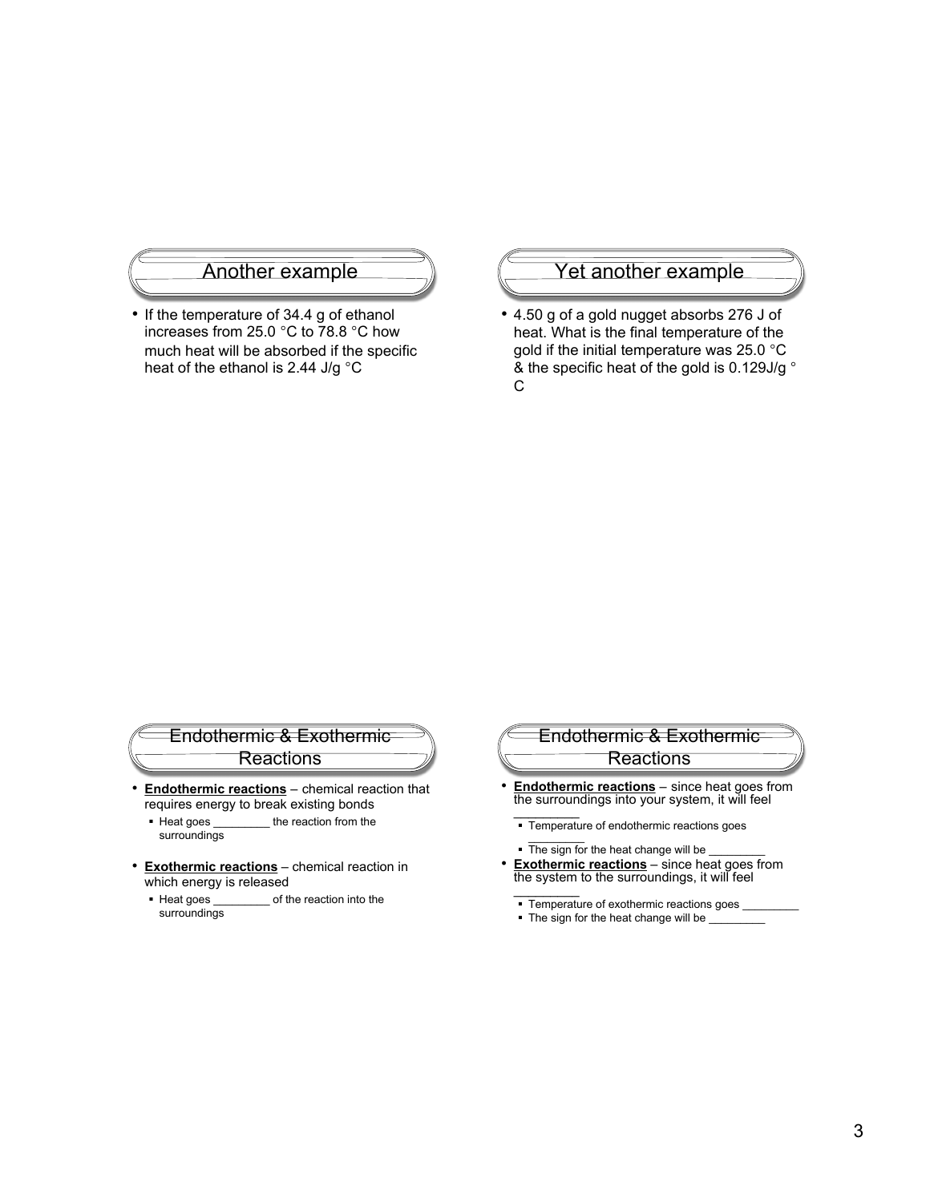## Another example

- If the temperature of 34.4 g of ethanol increases from 25.0 °C to 78.8 °C how much heat will be absorbed if the specific heat of the ethanol is 2.44 J/g °C

## Yet another example

- 4.50 g of a gold nugget absorbs 276 J of heat. What is the final temperature of the gold if the initial temperature was 25.0 °C & the specific heat of the gold is 0.129J/g °C

## Endothermic & Exothermic Reactions

- **Endothermic reactions** – chemical reaction that requires energy to break existing bonds
  - Heat goes _________ the reaction from the surroundings
- **Exothermic reactions** – chemical reaction in which energy is released
  - Heat goes _________ of the reaction into the surroundings

## Endothermic & Exothermic Reactions

- **Endothermic reactions** – since heat goes from the surroundings into your system, it will feel _________
  - Temperature of endothermic reactions goes _________
  - The sign for the heat change will be _________
- **Exothermic reactions** – since heat goes from the system to the surroundings, it will feel _________
  - Temperature of exothermic reactions goes _________
  - The sign for the heat change will be _________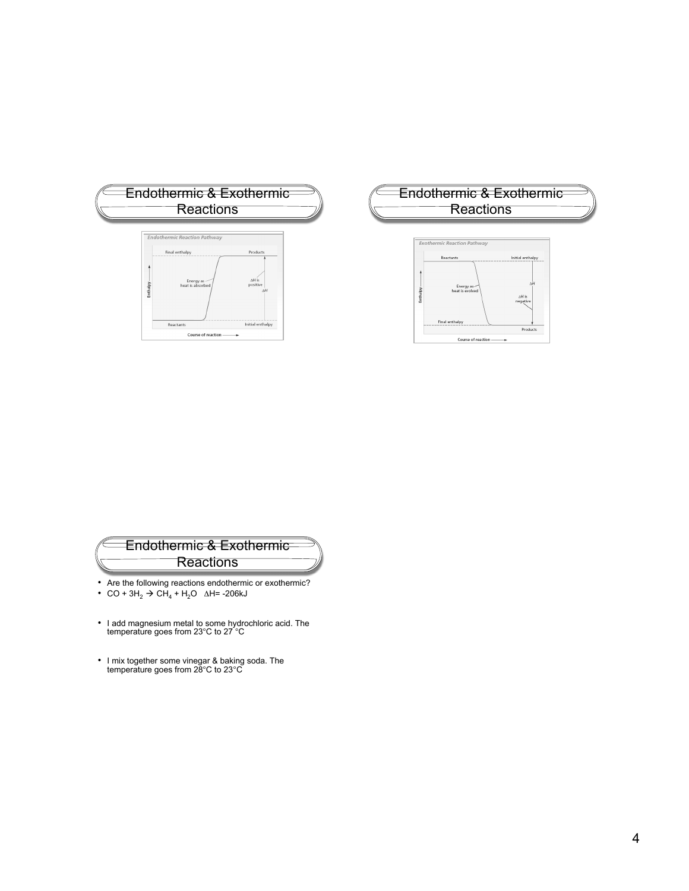## Endothermic & Exothermic Reactions

Endothermic Reaction Pathway

Final enthalpy

Products

Energy as heat is absorbed

ΔH is positive

ΔH

Enthalpy

Reactants

Initial enthalpy

Course of reaction

## Endothermic & Exothermic Reactions

Exothermic Reaction Pathway

Reactants

Initial enthalpy

Energy as heat is evolved

ΔH

ΔH is negative

Enthalpy

Final enthalpy

Products

Course of reaction

## Endothermic & Exothermic Reactions

- Are the following reactions endothermic or exothermic?
- $CO + 3H_2 \rightarrow CH_4 + H_2O$   $\Delta H = -206kJ$
- I add magnesium metal to some hydrochloric acid. The temperature goes from 23°C to 27 °C
- I mix together some vinegar & baking soda. The temperature goes from 28°C to 23°C